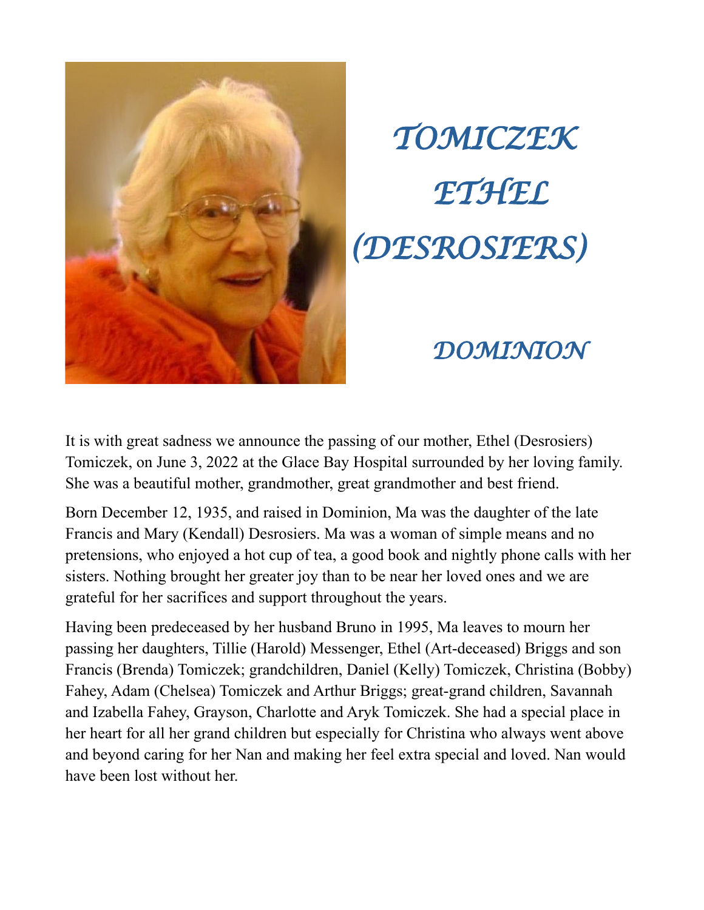# TOMICZEK ETHEL (DESROSIERS)

## DOMINION

It is with great sadness we announce the passing of our mother, Ethel (Desrosiers) Tomiczek, on June 3, 2022 at the Glace Bay Hospital surrounded by her loving family. She was a beautiful mother, grandmother, great grandmother and best friend.

Born December 12, 1935, and raised in Dominion, Ma was the daughter of the late Francis and Mary (Kendall) Desrosiers. Ma was a woman of simple means and no pretensions, who enjoyed a hot cup of tea, a good book and nightly phone calls with her sisters. Nothing brought her greater joy than to be near her loved ones and we are grateful for her sacrifices and support throughout the years.

Having been predeceased by her husband Bruno in 1995, Ma leaves to mourn her passing her daughters, Tillie (Harold) Messenger, Ethel (Art-deceased) Briggs and son Francis (Brenda) Tomiczek; grandchildren, Daniel (Kelly) Tomiczek, Christina (Bobby) Fahey, Adam (Chelsea) Tomiczek and Arthur Briggs; great-grand children, Savannah and Izabella Fahey, Grayson, Charlotte and Aryk Tomiczek. She had a special place in her heart for all her grand children but especially for Christina who always went above and beyond caring for her Nan and making her feel extra special and loved. Nan would have been lost without her.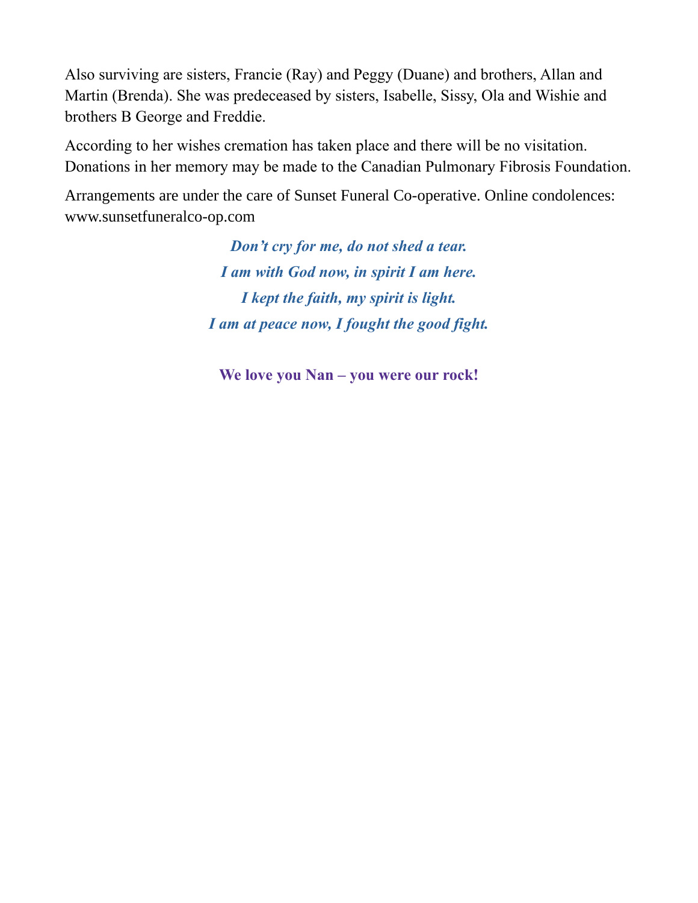Also surviving are sisters, Francie (Ray) and Peggy (Duane) and brothers, Allan and Martin (Brenda). She was predeceased by sisters, Isabelle, Sissy, Ola and Wishie and brothers B George and Freddie.

According to her wishes cremation has taken place and there will be no visitation. Donations in her memory may be made to the Canadian Pulmonary Fibrosis Foundation.

Arrangements are under the care of Sunset Funeral Co-operative. Online condolences: www.sunsetfuneralco-op.com

***Don't cry for me, do not shed a tear.***
***I am with God now, in spirit I am here.***
***I kept the faith, my spirit is light.***
***I am at peace now, I fought the good fight.***

**We love you Nan – you were our rock!**